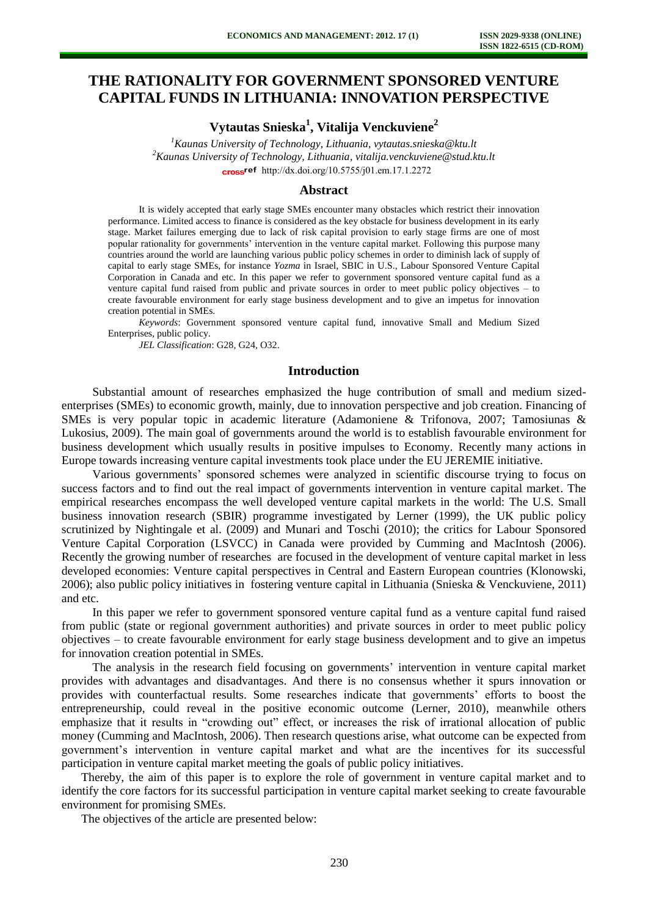# THE RATIONALITY FOR GOVERNMENT SPONSORED VENTURE CAPITAL FUNDS IN LITHUANIA: INNOVATION PERSPECTIVE

**Vytautas Snieska[1], Vitalija Venckuviene[2]**

[1]*Kaunas University of Technology, Lithuania, vytautas.snieska@ktu.lt*
[2]*Kaunas University of Technology, Lithuania, vitalija.venckuviene@stud.ktu.lt*
http://dx.doi.org/10.5755/j01.em.17.1.2272

## Abstract

It is widely accepted that early stage SMEs encounter many obstacles which restrict their innovation performance. Limited access to finance is considered as the key obstacle for business development in its early stage. Market failures emerging due to lack of risk capital provision to early stage firms are one of most popular rationality for governments' intervention in the venture capital market. Following this purpose many countries around the world are launching various public policy schemes in order to diminish lack of supply of capital to early stage SMEs, for instance *Yozma* in Israel, SBIC in U.S., Labour Sponsored Venture Capital Corporation in Canada and etc. In this paper we refer to government sponsored venture capital fund as a venture capital fund raised from public and private sources in order to meet public policy objectives – to create favourable environment for early stage business development and to give an impetus for innovation creation potential in SMEs.

*Keywords*: Government sponsored venture capital fund, innovative Small and Medium Sized Enterprises, public policy.

*JEL Classification*: G28, G24, O32.

## Introduction

Substantial amount of researches emphasized the huge contribution of small and medium sized-enterprises (SMEs) to economic growth, mainly, due to innovation perspective and job creation. Financing of SMEs is very popular topic in academic literature (Adamoniene & Trifonova, 2007; Tamosiunas & Lukosius, 2009). The main goal of governments around the world is to establish favourable environment for business development which usually results in positive impulses to Economy. Recently many actions in Europe towards increasing venture capital investments took place under the EU JEREMIE initiative.

Various governments' sponsored schemes were analyzed in scientific discourse trying to focus on success factors and to find out the real impact of governments intervention in venture capital market. The empirical researches encompass the well developed venture capital markets in the world: The U.S. Small business innovation research (SBIR) programme investigated by Lerner (1999), the UK public policy scrutinized by Nightingale et al. (2009) and Munari and Toschi (2010); the critics for Labour Sponsored Venture Capital Corporation (LSVCC) in Canada were provided by Cumming and MacIntosh (2006). Recently the growing number of researches are focused in the development of venture capital market in less developed economies: Venture capital perspectives in Central and Eastern European countries (Klonowski, 2006); also public policy initiatives in fostering venture capital in Lithuania (Snieska & Venckuviene, 2011) and etc.

In this paper we refer to government sponsored venture capital fund as a venture capital fund raised from public (state or regional government authorities) and private sources in order to meet public policy objectives – to create favourable environment for early stage business development and to give an impetus for innovation creation potential in SMEs.

The analysis in the research field focusing on governments' intervention in venture capital market provides with advantages and disadvantages. And there is no consensus whether it spurs innovation or provides with counterfactual results. Some researches indicate that governments' efforts to boost the entrepreneurship, could reveal in the positive economic outcome (Lerner, 2010), meanwhile others emphasize that it results in "crowding out" effect, or increases the risk of irrational allocation of public money (Cumming and MacIntosh, 2006). Then research questions arise, what outcome can be expected from government's intervention in venture capital market and what are the incentives for its successful participation in venture capital market meeting the goals of public policy initiatives.

Thereby, the aim of this paper is to explore the role of government in venture capital market and to identify the core factors for its successful participation in venture capital market seeking to create favourable environment for promising SMEs.

The objectives of the article are presented below: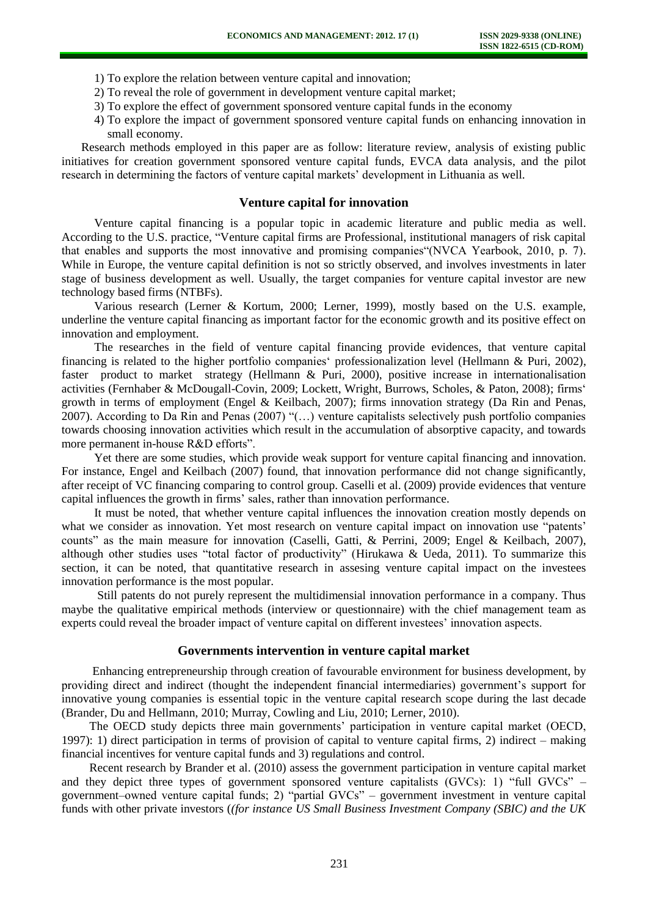1) To explore the relation between venture capital and innovation;
2) To reveal the role of government in development venture capital market;
3) To explore the effect of government sponsored venture capital funds in the economy
4) To explore the impact of government sponsored venture capital funds on enhancing innovation in small economy.

Research methods employed in this paper are as follow: literature review, analysis of existing public initiatives for creation government sponsored venture capital funds, EVCA data analysis, and the pilot research in determining the factors of venture capital markets' development in Lithuania as well.

## Venture capital for innovation

Venture capital financing is a popular topic in academic literature and public media as well. According to the U.S. practice, "Venture capital firms are Professional, institutional managers of risk capital that enables and supports the most innovative and promising companies"(NVCA Yearbook, 2010, p. 7). While in Europe, the venture capital definition is not so strictly observed, and involves investments in later stage of business development as well. Usually, the target companies for venture capital investor are new technology based firms (NTBFs).

Various research (Lerner & Kortum, 2000; Lerner, 1999), mostly based on the U.S. example, underline the venture capital financing as important factor for the economic growth and its positive effect on innovation and employment.

The researches in the field of venture capital financing provide evidences, that venture capital financing is related to the higher portfolio companies' professionalization level (Hellmann & Puri, 2002), faster product to market strategy (Hellmann & Puri, 2000), positive increase in internationalisation activities (Fernhaber & McDougall-Covin, 2009; Lockett, Wright, Burrows, Scholes, & Paton, 2008); firms' growth in terms of employment (Engel & Keilbach, 2007); firms innovation strategy (Da Rin and Penas, 2007). According to Da Rin and Penas (2007) "(…) venture capitalists selectively push portfolio companies towards choosing innovation activities which result in the accumulation of absorptive capacity, and towards more permanent in-house R&D efforts".

Yet there are some studies, which provide weak support for venture capital financing and innovation. For instance, Engel and Keilbach (2007) found, that innovation performance did not change significantly, after receipt of VC financing comparing to control group. Caselli et al. (2009) provide evidences that venture capital influences the growth in firms' sales, rather than innovation performance.

It must be noted, that whether venture capital influences the innovation creation mostly depends on what we consider as innovation. Yet most research on venture capital impact on innovation use "patents' counts" as the main measure for innovation (Caselli, Gatti, & Perrini, 2009; Engel & Keilbach, 2007), although other studies uses "total factor of productivity" (Hirukawa & Ueda, 2011). To summarize this section, it can be noted, that quantitative research in assesing venture capital impact on the investees innovation performance is the most popular.

Still patents do not purely represent the multidimensial innovation performance in a company. Thus maybe the qualitative empirical methods (interview or questionnaire) with the chief management team as experts could reveal the broader impact of venture capital on different investees' innovation aspects.

## Governments intervention in venture capital market

Enhancing entrepreneurship through creation of favourable environment for business development, by providing direct and indirect (thought the independent financial intermediaries) government's support for innovative young companies is essential topic in the venture capital research scope during the last decade (Brander, Du and Hellmann, 2010; Murray, Cowling and Liu, 2010; Lerner, 2010).

The OECD study depicts three main governments' participation in venture capital market (OECD, 1997): 1) direct participation in terms of provision of capital to venture capital firms, 2) indirect – making financial incentives for venture capital funds and 3) regulations and control.

Recent research by Brander et al. (2010) assess the government participation in venture capital market and they depict three types of government sponsored venture capitalists (GVCs): 1) "full GVCs" – government–owned venture capital funds; 2) "partial GVCs" – government investment in venture capital funds with other private investors (*(for instance US Small Business Investment Company (SBIC) and the UK*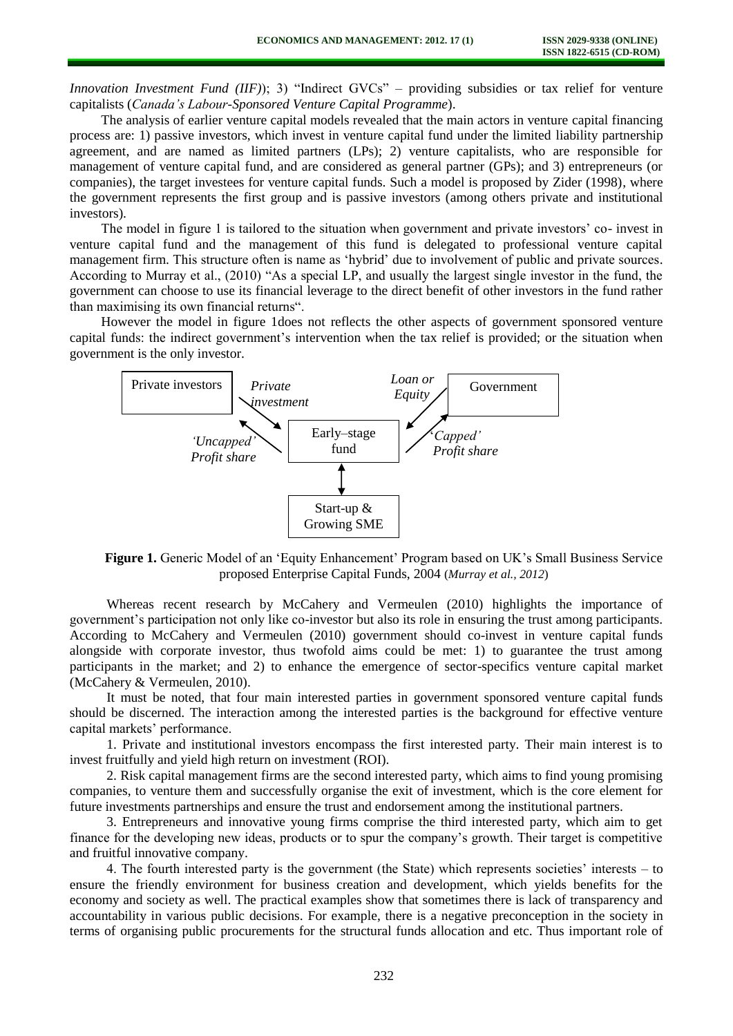*Innovation Investment Fund (IIF)*); 3) "Indirect GVCs" – providing subsidies or tax relief for venture capitalists (*Canada's Labour-Sponsored Venture Capital Programme*).

The analysis of earlier venture capital models revealed that the main actors in venture capital financing process are: 1) passive investors, which invest in venture capital fund under the limited liability partnership agreement, and are named as limited partners (LPs); 2) venture capitalists, who are responsible for management of venture capital fund, and are considered as general partner (GPs); and 3) entrepreneurs (or companies), the target investees for venture capital funds. Such a model is proposed by Zider (1998), where the government represents the first group and is passive investors (among others private and institutional investors).

The model in figure 1 is tailored to the situation when government and private investors' co- invest in venture capital fund and the management of this fund is delegated to professional venture capital management firm. This structure often is name as 'hybrid' due to involvement of public and private sources. According to Murray et al., (2010) "As a special LP, and usually the largest single investor in the fund, the government can choose to use its financial leverage to the direct benefit of other investors in the fund rather than maximising its own financial returns".

However the model in figure 1does not reflects the other aspects of government sponsored venture capital funds: the indirect government's intervention when the tax relief is provided; or the situation when government is the only investor.

Private investors — *Private investment* → Early–stage fund; Early–stage fund → *'Uncapped' Profit share* → Private investors

Government — *Loan or Equity* → Early–stage fund; Early–stage fund → *'Capped' Profit share* → Government

Early–stage fund ↔ Start-up & Growing SME

**Figure 1.** Generic Model of an 'Equity Enhancement' Program based on UK's Small Business Service proposed Enterprise Capital Funds, 2004 (*Murray et al., 2012*)

Whereas recent research by McCahery and Vermeulen (2010) highlights the importance of government's participation not only like co-investor but also its role in ensuring the trust among participants. According to McCahery and Vermeulen (2010) government should co-invest in venture capital funds alongside with corporate investor, thus twofold aims could be met: 1) to guarantee the trust among participants in the market; and 2) to enhance the emergence of sector-specifics venture capital market (McCahery & Vermeulen, 2010).

It must be noted, that four main interested parties in government sponsored venture capital funds should be discerned. The interaction among the interested parties is the background for effective venture capital markets' performance.

1. Private and institutional investors encompass the first interested party. Their main interest is to invest fruitfully and yield high return on investment (ROI).

2. Risk capital management firms are the second interested party, which aims to find young promising companies, to venture them and successfully organise the exit of investment, which is the core element for future investments partnerships and ensure the trust and endorsement among the institutional partners.

3. Entrepreneurs and innovative young firms comprise the third interested party, which aim to get finance for the developing new ideas, products or to spur the company's growth. Their target is competitive and fruitful innovative company.

4. The fourth interested party is the government (the State) which represents societies' interests – to ensure the friendly environment for business creation and development, which yields benefits for the economy and society as well. The practical examples show that sometimes there is lack of transparency and accountability in various public decisions. For example, there is a negative preconception in the society in terms of organising public procurements for the structural funds allocation and etc. Thus important role of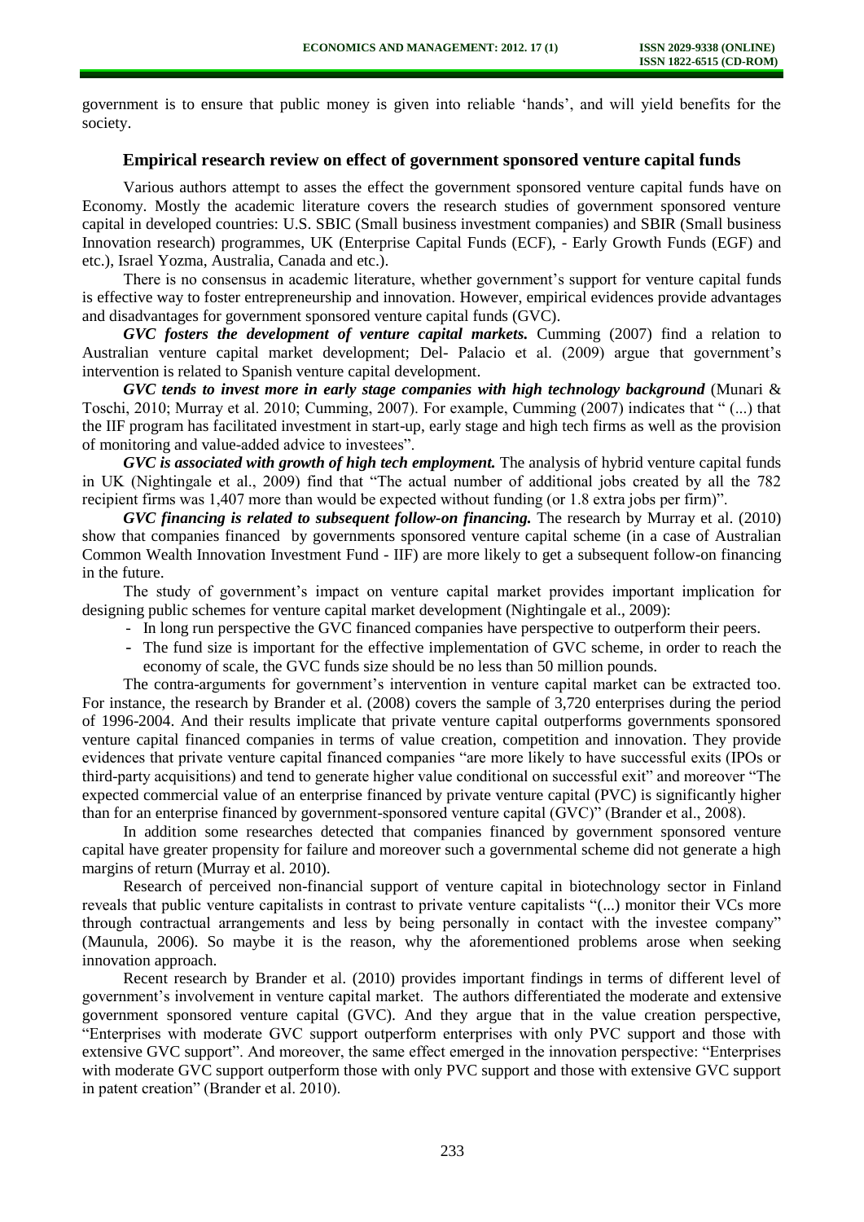government is to ensure that public money is given into reliable 'hands', and will yield benefits for the society.

## Empirical research review on effect of government sponsored venture capital funds

Various authors attempt to asses the effect the government sponsored venture capital funds have on Economy. Mostly the academic literature covers the research studies of government sponsored venture capital in developed countries: U.S. SBIC (Small business investment companies) and SBIR (Small business Innovation research) programmes, UK (Enterprise Capital Funds (ECF), - Early Growth Funds (EGF) and etc.), Israel Yozma, Australia, Canada and etc.).

There is no consensus in academic literature, whether government's support for venture capital funds is effective way to foster entrepreneurship and innovation. However, empirical evidences provide advantages and disadvantages for government sponsored venture capital funds (GVC).

***GVC fosters the development of venture capital markets.*** Cumming (2007) find a relation to Australian venture capital market development; Del- Palacio et al. (2009) argue that government's intervention is related to Spanish venture capital development.

***GVC tends to invest more in early stage companies with high technology background*** (Munari & Toschi, 2010; Murray et al. 2010; Cumming, 2007). For example, Cumming (2007) indicates that " (...) that the IIF program has facilitated investment in start-up, early stage and high tech firms as well as the provision of monitoring and value-added advice to investees".

***GVC is associated with growth of high tech employment.*** The analysis of hybrid venture capital funds in UK (Nightingale et al., 2009) find that "The actual number of additional jobs created by all the 782 recipient firms was 1,407 more than would be expected without funding (or 1.8 extra jobs per firm)".

***GVC financing is related to subsequent follow-on financing.*** The research by Murray et al. (2010) show that companies financed by governments sponsored venture capital scheme (in a case of Australian Common Wealth Innovation Investment Fund - IIF) are more likely to get a subsequent follow-on financing in the future.

The study of government's impact on venture capital market provides important implication for designing public schemes for venture capital market development (Nightingale et al., 2009):

- In long run perspective the GVC financed companies have perspective to outperform their peers.
- The fund size is important for the effective implementation of GVC scheme, in order to reach the economy of scale, the GVC funds size should be no less than 50 million pounds.

The contra-arguments for government's intervention in venture capital market can be extracted too. For instance, the research by Brander et al. (2008) covers the sample of 3,720 enterprises during the period of 1996-2004. And their results implicate that private venture capital outperforms governments sponsored venture capital financed companies in terms of value creation, competition and innovation. They provide evidences that private venture capital financed companies "are more likely to have successful exits (IPOs or third-party acquisitions) and tend to generate higher value conditional on successful exit" and moreover "The expected commercial value of an enterprise financed by private venture capital (PVC) is significantly higher than for an enterprise financed by government-sponsored venture capital (GVC)" (Brander et al., 2008).

In addition some researches detected that companies financed by government sponsored venture capital have greater propensity for failure and moreover such a governmental scheme did not generate a high margins of return (Murray et al. 2010).

Research of perceived non-financial support of venture capital in biotechnology sector in Finland reveals that public venture capitalists in contrast to private venture capitalists "(...) monitor their VCs more through contractual arrangements and less by being personally in contact with the investee company" (Maunula, 2006). So maybe it is the reason, why the aforementioned problems arose when seeking innovation approach.

Recent research by Brander et al. (2010) provides important findings in terms of different level of government's involvement in venture capital market. The authors differentiated the moderate and extensive government sponsored venture capital (GVC). And they argue that in the value creation perspective, "Enterprises with moderate GVC support outperform enterprises with only PVC support and those with extensive GVC support". And moreover, the same effect emerged in the innovation perspective: "Enterprises with moderate GVC support outperform those with only PVC support and those with extensive GVC support in patent creation" (Brander et al. 2010).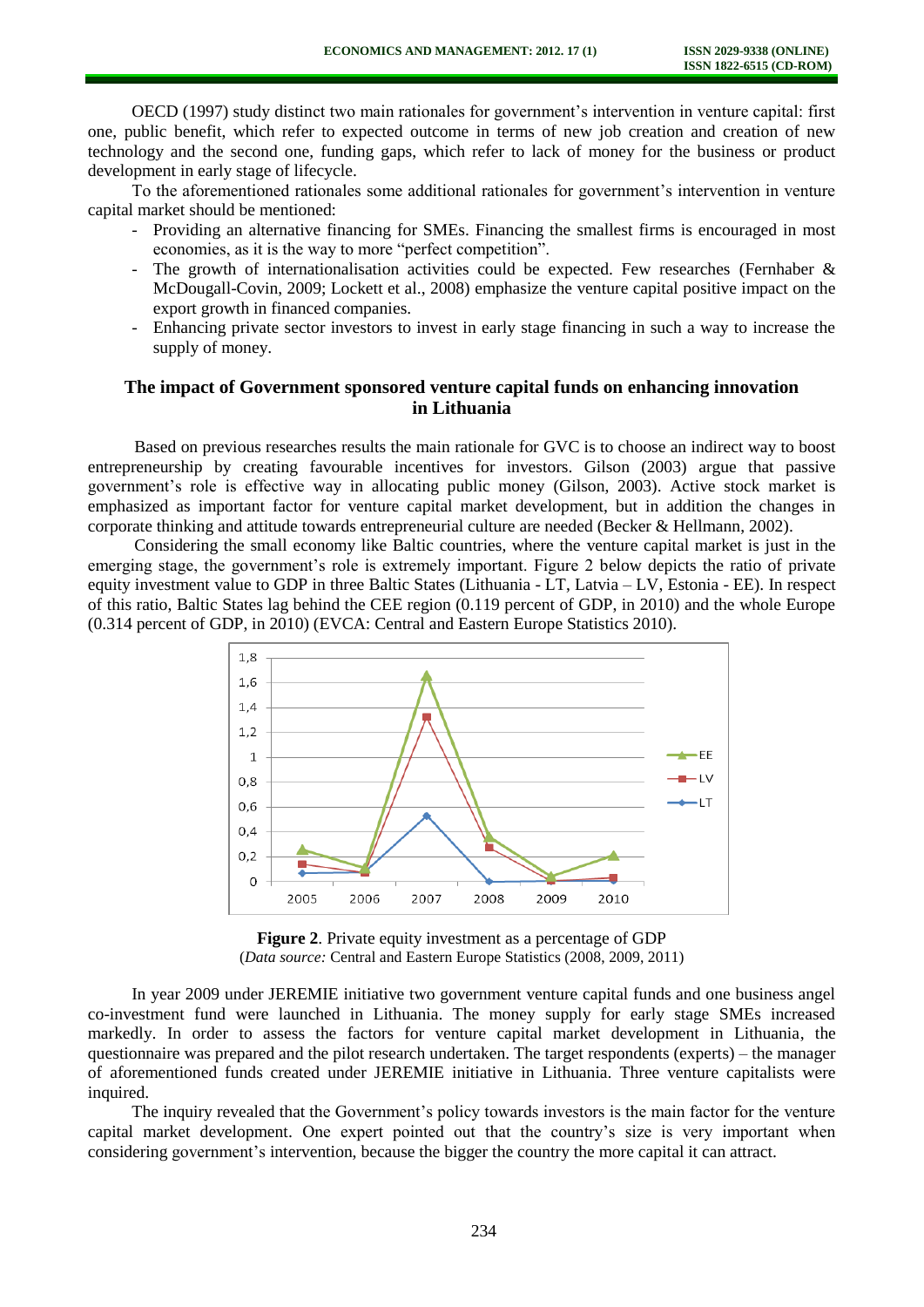OECD (1997) study distinct two main rationales for government's intervention in venture capital: first one, public benefit, which refer to expected outcome in terms of new job creation and creation of new technology and the second one, funding gaps, which refer to lack of money for the business or product development in early stage of lifecycle.

To the aforementioned rationales some additional rationales for government's intervention in venture capital market should be mentioned:

- Providing an alternative financing for SMEs. Financing the smallest firms is encouraged in most economies, as it is the way to more "perfect competition".
- The growth of internationalisation activities could be expected. Few researches (Fernhaber & McDougall-Covin, 2009; Lockett et al., 2008) emphasize the venture capital positive impact on the export growth in financed companies.
- Enhancing private sector investors to invest in early stage financing in such a way to increase the supply of money.

## The impact of Government sponsored venture capital funds on enhancing innovation in Lithuania

Based on previous researches results the main rationale for GVC is to choose an indirect way to boost entrepreneurship by creating favourable incentives for investors. Gilson (2003) argue that passive government's role is effective way in allocating public money (Gilson, 2003). Active stock market is emphasized as important factor for venture capital market development, but in addition the changes in corporate thinking and attitude towards entrepreneurial culture are needed (Becker & Hellmann, 2002).

Considering the small economy like Baltic countries, where the venture capital market is just in the emerging stage, the government's role is extremely important. Figure 2 below depicts the ratio of private equity investment value to GDP in three Baltic States (Lithuania - LT, Latvia – LV, Estonia - EE). In respect of this ratio, Baltic States lag behind the CEE region (0.119 percent of GDP, in 2010) and the whole Europe (0.314 percent of GDP, in 2010) (EVCA: Central and Eastern Europe Statistics 2010).

**Figure 2**. Private equity investment as a percentage of GDP
(*Data source:* Central and Eastern Europe Statistics (2008, 2009, 2011)

In year 2009 under JEREMIE initiative two government venture capital funds and one business angel co-investment fund were launched in Lithuania. The money supply for early stage SMEs increased markedly. In order to assess the factors for venture capital market development in Lithuania, the questionnaire was prepared and the pilot research undertaken. The target respondents (experts) – the manager of aforementioned funds created under JEREMIE initiative in Lithuania. Three venture capitalists were inquired.

The inquiry revealed that the Government's policy towards investors is the main factor for the venture capital market development. One expert pointed out that the country's size is very important when considering government's intervention, because the bigger the country the more capital it can attract.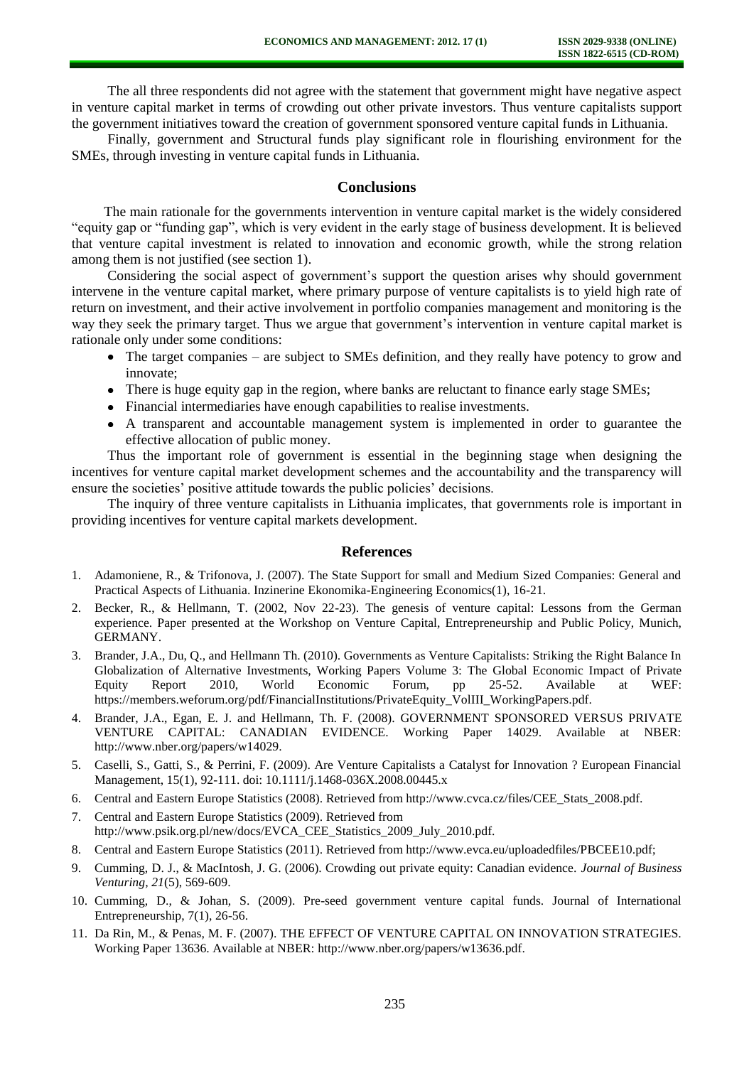The all three respondents did not agree with the statement that government might have negative aspect in venture capital market in terms of crowding out other private investors. Thus venture capitalists support the government initiatives toward the creation of government sponsored venture capital funds in Lithuania.

Finally, government and Structural funds play significant role in flourishing environment for the SMEs, through investing in venture capital funds in Lithuania.

## Conclusions

The main rationale for the governments intervention in venture capital market is the widely considered "equity gap or "funding gap", which is very evident in the early stage of business development. It is believed that venture capital investment is related to innovation and economic growth, while the strong relation among them is not justified (see section 1).

Considering the social aspect of government's support the question arises why should government intervene in the venture capital market, where primary purpose of venture capitalists is to yield high rate of return on investment, and their active involvement in portfolio companies management and monitoring is the way they seek the primary target. Thus we argue that government's intervention in venture capital market is rationale only under some conditions:

- The target companies – are subject to SMEs definition, and they really have potency to grow and innovate;
- There is huge equity gap in the region, where banks are reluctant to finance early stage SMEs;
- Financial intermediaries have enough capabilities to realise investments.
- A transparent and accountable management system is implemented in order to guarantee the effective allocation of public money.

Thus the important role of government is essential in the beginning stage when designing the incentives for venture capital market development schemes and the accountability and the transparency will ensure the societies' positive attitude towards the public policies' decisions.

The inquiry of three venture capitalists in Lithuania implicates, that governments role is important in providing incentives for venture capital markets development.

## References

1. Adamoniene, R., & Trifonova, J. (2007). The State Support for small and Medium Sized Companies: General and Practical Aspects of Lithuania. Inzinerine Ekonomika-Engineering Economics(1), 16-21.
2. Becker, R., & Hellmann, T. (2002, Nov 22-23). The genesis of venture capital: Lessons from the German experience. Paper presented at the Workshop on Venture Capital, Entrepreneurship and Public Policy, Munich, GERMANY.
3. Brander, J.A., Du, Q., and Hellmann Th. (2010). Governments as Venture Capitalists: Striking the Right Balance In Globalization of Alternative Investments, Working Papers Volume 3: The Global Economic Impact of Private Equity Report 2010, World Economic Forum, pp 25-52. Available at WEF: https://members.weforum.org/pdf/FinancialInstitutions/PrivateEquity_VolIII_WorkingPapers.pdf.
4. Brander, J.A., Egan, E. J. and Hellmann, Th. F. (2008). GOVERNMENT SPONSORED VERSUS PRIVATE VENTURE CAPITAL: CANADIAN EVIDENCE. Working Paper 14029. Available at NBER: http://www.nber.org/papers/w14029.
5. Caselli, S., Gatti, S., & Perrini, F. (2009). Are Venture Capitalists a Catalyst for Innovation ? European Financial Management, 15(1), 92-111. doi: 10.1111/j.1468-036X.2008.00445.x
6. Central and Eastern Europe Statistics (2008). Retrieved from http://www.cvca.cz/files/CEE_Stats_2008.pdf.
7. Central and Eastern Europe Statistics (2009). Retrieved from http://www.psik.org.pl/new/docs/EVCA_CEE_Statistics_2009_July_2010.pdf.
8. Central and Eastern Europe Statistics (2011). Retrieved from http://www.evca.eu/uploadedfiles/PBCEE10.pdf;
9. Cumming, D. J., & MacIntosh, J. G. (2006). Crowding out private equity: Canadian evidence. *Journal of Business Venturing, 21*(5), 569-609.
10. Cumming, D., & Johan, S. (2009). Pre-seed government venture capital funds. Journal of International Entrepreneurship, 7(1), 26-56.
11. Da Rin, M., & Penas, M. F. (2007). THE EFFECT OF VENTURE CAPITAL ON INNOVATION STRATEGIES. Working Paper 13636. Available at NBER: http://www.nber.org/papers/w13636.pdf.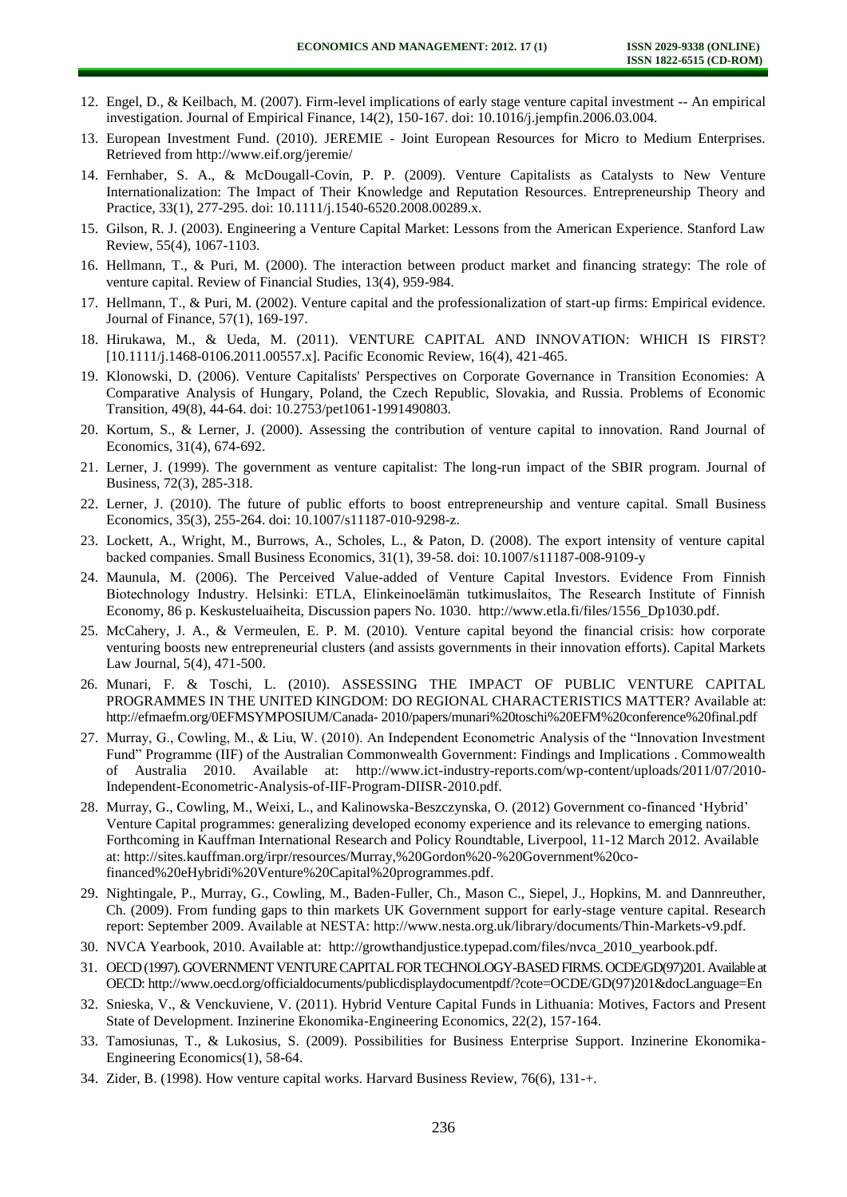12. Engel, D., & Keilbach, M. (2007). Firm-level implications of early stage venture capital investment -- An empirical investigation. Journal of Empirical Finance, 14(2), 150-167. doi: 10.1016/j.jempfin.2006.03.004.
13. European Investment Fund. (2010). JEREMIE - Joint European Resources for Micro to Medium Enterprises. Retrieved from http://www.eif.org/jeremie/
14. Fernhaber, S. A., & McDougall-Covin, P. P. (2009). Venture Capitalists as Catalysts to New Venture Internationalization: The Impact of Their Knowledge and Reputation Resources. Entrepreneurship Theory and Practice, 33(1), 277-295. doi: 10.1111/j.1540-6520.2008.00289.x.
15. Gilson, R. J. (2003). Engineering a Venture Capital Market: Lessons from the American Experience. Stanford Law Review, 55(4), 1067-1103.
16. Hellmann, T., & Puri, M. (2000). The interaction between product market and financing strategy: The role of venture capital. Review of Financial Studies, 13(4), 959-984.
17. Hellmann, T., & Puri, M. (2002). Venture capital and the professionalization of start-up firms: Empirical evidence. Journal of Finance, 57(1), 169-197.
18. Hirukawa, M., & Ueda, M. (2011). VENTURE CAPITAL AND INNOVATION: WHICH IS FIRST? [10.1111/j.1468-0106.2011.00557.x]. Pacific Economic Review, 16(4), 421-465.
19. Klonowski, D. (2006). Venture Capitalists' Perspectives on Corporate Governance in Transition Economies: A Comparative Analysis of Hungary, Poland, the Czech Republic, Slovakia, and Russia. Problems of Economic Transition, 49(8), 44-64. doi: 10.2753/pet1061-1991490803.
20. Kortum, S., & Lerner, J. (2000). Assessing the contribution of venture capital to innovation. Rand Journal of Economics, 31(4), 674-692.
21. Lerner, J. (1999). The government as venture capitalist: The long-run impact of the SBIR program. Journal of Business, 72(3), 285-318.
22. Lerner, J. (2010). The future of public efforts to boost entrepreneurship and venture capital. Small Business Economics, 35(3), 255-264. doi: 10.1007/s11187-010-9298-z.
23. Lockett, A., Wright, M., Burrows, A., Scholes, L., & Paton, D. (2008). The export intensity of venture capital backed companies. Small Business Economics, 31(1), 39-58. doi: 10.1007/s11187-008-9109-y
24. Maunula, M. (2006). The Perceived Value-added of Venture Capital Investors. Evidence From Finnish Biotechnology Industry. Helsinki: ETLA, Elinkeinoelämän tutkimuslaitos, The Research Institute of Finnish Economy, 86 p. Keskusteluaiheita, Discussion papers No. 1030. http://www.etla.fi/files/1556_Dp1030.pdf.
25. McCahery, J. A., & Vermeulen, E. P. M. (2010). Venture capital beyond the financial crisis: how corporate venturing boosts new entrepreneurial clusters (and assists governments in their innovation efforts). Capital Markets Law Journal, 5(4), 471-500.
26. Munari, F. & Toschi, L. (2010). ASSESSING THE IMPACT OF PUBLIC VENTURE CAPITAL PROGRAMMES IN THE UNITED KINGDOM: DO REGIONAL CHARACTERISTICS MATTER? Available at: http://efmaefm.org/0EFMSYMPOSIUM/Canada- 2010/papers/munari%20toschi%20EFM%20conference%20final.pdf
27. Murray, G., Cowling, M., & Liu, W. (2010). An Independent Econometric Analysis of the "Innovation Investment Fund" Programme (IIF) of the Australian Commonwealth Government: Findings and Implications . Commowealth of Australia 2010. Available at: http://www.ict-industry-reports.com/wp-content/uploads/2011/07/2010-Independent-Econometric-Analysis-of-IIF-Program-DIISR-2010.pdf.
28. Murray, G., Cowling, M., Weixi, L., and Kalinowska-Beszczynska, O. (2012) Government co-financed 'Hybrid' Venture Capital programmes: generalizing developed economy experience and its relevance to emerging nations. Forthcoming in Kauffman International Research and Policy Roundtable, Liverpool, 11-12 March 2012. Available at: http://sites.kauffman.org/irpr/resources/Murray,%20Gordon%20-%20Government%20co-financed%20eHybridi%20Venture%20Capital%20programmes.pdf.
29. Nightingale, P., Murray, G., Cowling, M., Baden-Fuller, Ch., Mason C., Siepel, J., Hopkins, M. and Dannreuther, Ch. (2009). From funding gaps to thin markets UK Government support for early-stage venture capital. Research report: September 2009. Available at NESTA: http://www.nesta.org.uk/library/documents/Thin-Markets-v9.pdf.
30. NVCA Yearbook, 2010. Available at: http://growthandjustice.typepad.com/files/nvca_2010_yearbook.pdf.
31. OECD (1997). GOVERNMENT VENTURE CAPITAL FOR TECHNOLOGY-BASED FIRMS. OCDE/GD(97)201. Available at OECD: http://www.oecd.org/officialdocuments/publicdisplaydocumentpdf/?cote=OCDE/GD(97)201&docLanguage=En
32. Snieska, V., & Venckuviene, V. (2011). Hybrid Venture Capital Funds in Lithuania: Motives, Factors and Present State of Development. Inzinerine Ekonomika-Engineering Economics, 22(2), 157-164.
33. Tamosiunas, T., & Lukosius, S. (2009). Possibilities for Business Enterprise Support. Inzinerine Ekonomika-Engineering Economics(1), 58-64.
34. Zider, B. (1998). How venture capital works. Harvard Business Review, 76(6), 131-+.